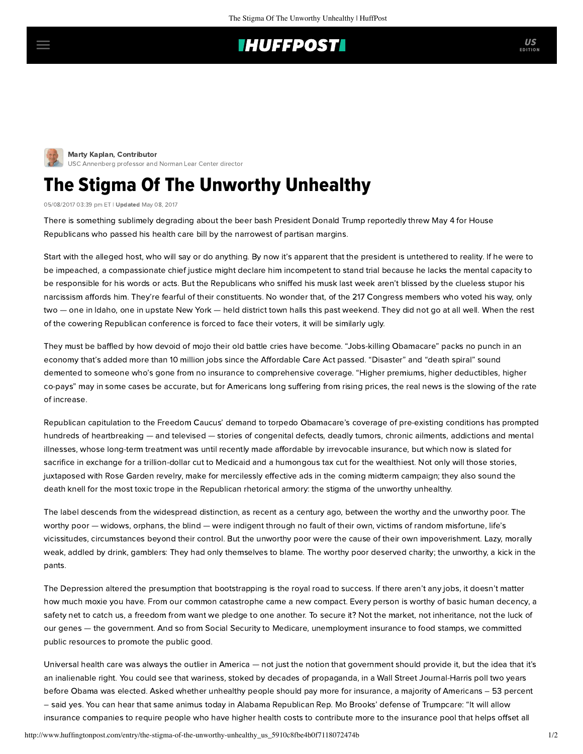Marty Kaplan, Contributor
USC Annenberg professor and Norman Lear Center director

# The Stigma Of The Unworthy Unhealthy

05/08/2017 03:39 pm ET | **Updated** May 08, 2017

There is something sublimely degrading about the beer bash President Donald Trump reportedly threw May 4 for House Republicans who passed his health care bill by the narrowest of partisan margins.

Start with the alleged host, who will say or do anything. By now it's apparent that the president is untethered to reality. If he were to be impeached, a compassionate chief justice might declare him incompetent to stand trial because he lacks the mental capacity to be responsible for his words or acts. But the Republicans who sniffed his musk last week aren't blissed by the clueless stupor his narcissism affords him. They're fearful of their constituents. No wonder that, of the 217 Congress members who voted his way, only two — one in Idaho, one in upstate New York — held district town halls this past weekend. They did not go at all well. When the rest of the cowering Republican conference is forced to face their voters, it will be similarly ugly.

They must be baffled by how devoid of mojo their old battle cries have become. "Jobs-killing Obamacare" packs no punch in an economy that's added more than 10 million jobs since the Affordable Care Act passed. "Disaster" and "death spiral" sound demented to someone who's gone from no insurance to comprehensive coverage. "Higher premiums, higher deductibles, higher co-pays" may in some cases be accurate, but for Americans long suffering from rising prices, the real news is the slowing of the rate of increase.

Republican capitulation to the Freedom Caucus' demand to torpedo Obamacare's coverage of pre-existing conditions has prompted hundreds of heartbreaking — and televised — stories of congenital defects, deadly tumors, chronic ailments, addictions and mental illnesses, whose long-term treatment was until recently made affordable by irrevocable insurance, but which now is slated for sacrifice in exchange for a trillion-dollar cut to Medicaid and a humongous tax cut for the wealthiest. Not only will those stories, juxtaposed with Rose Garden revelry, make for mercilessly effective ads in the coming midterm campaign; they also sound the death knell for the most toxic trope in the Republican rhetorical armory: the stigma of the unworthy unhealthy.

The label descends from the widespread distinction, as recent as a century ago, between the worthy and the unworthy poor. The worthy poor — widows, orphans, the blind — were indigent through no fault of their own, victims of random misfortune, life's vicissitudes, circumstances beyond their control. But the unworthy poor were the cause of their own impoverishment. Lazy, morally weak, addled by drink, gamblers: They had only themselves to blame. The worthy poor deserved charity; the unworthy, a kick in the pants.

The Depression altered the presumption that bootstrapping is the royal road to success. If there aren't any jobs, it doesn't matter how much moxie you have. From our common catastrophe came a new compact. Every person is worthy of basic human decency, a safety net to catch us, a freedom from want we pledge to one another. To secure it? Not the market, not inheritance, not the luck of our genes — the government. And so from Social Security to Medicare, unemployment insurance to food stamps, we committed public resources to promote the public good.

Universal health care was always the outlier in America — not just the notion that government should provide it, but the idea that it's an inalienable right. You could see that wariness, stoked by decades of propaganda, in a Wall Street Journal-Harris poll two years before Obama was elected. Asked whether unhealthy people should pay more for insurance, a majority of Americans – 53 percent – said yes. You can hear that same animus today in Alabama Republican Rep. Mo Brooks' defense of Trumpcare: "It will allow insurance companies to require people who have higher health costs to contribute more to the insurance pool that helps offset all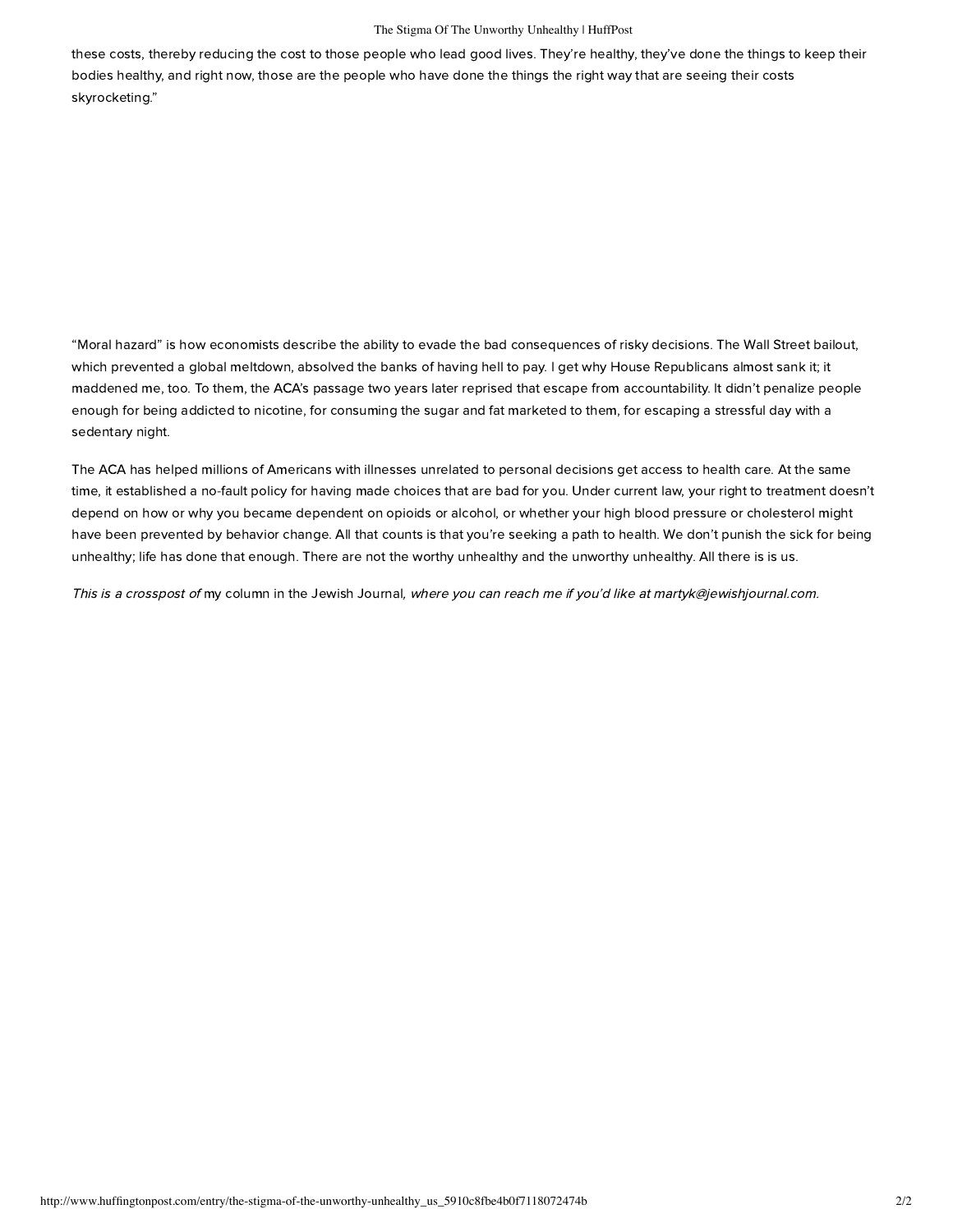these costs, thereby reducing the cost to those people who lead good lives. They're healthy, they've done the things to keep their bodies healthy, and right now, those are the people who have done the things the right way that are seeing their costs skyrocketing."

"Moral hazard" is how economists describe the ability to evade the bad consequences of risky decisions. The Wall Street bailout, which prevented a global meltdown, absolved the banks of having hell to pay. I get why House Republicans almost sank it; it maddened me, too. To them, the ACA's passage two years later reprised that escape from accountability. It didn't penalize people enough for being addicted to nicotine, for consuming the sugar and fat marketed to them, for escaping a stressful day with a sedentary night.

The ACA has helped millions of Americans with illnesses unrelated to personal decisions get access to health care. At the same time, it established a no-fault policy for having made choices that are bad for you. Under current law, your right to treatment doesn't depend on how or why you became dependent on opioids or alcohol, or whether your high blood pressure or cholesterol might have been prevented by behavior change. All that counts is that you're seeking a path to health. We don't punish the sick for being unhealthy; life has done that enough. There are not the worthy unhealthy and the unworthy unhealthy. All there is is us.

*This is a crosspost of* my column in the Jewish Journal, *where you can reach me if you'd like at martyk@jewishjournal.com.*